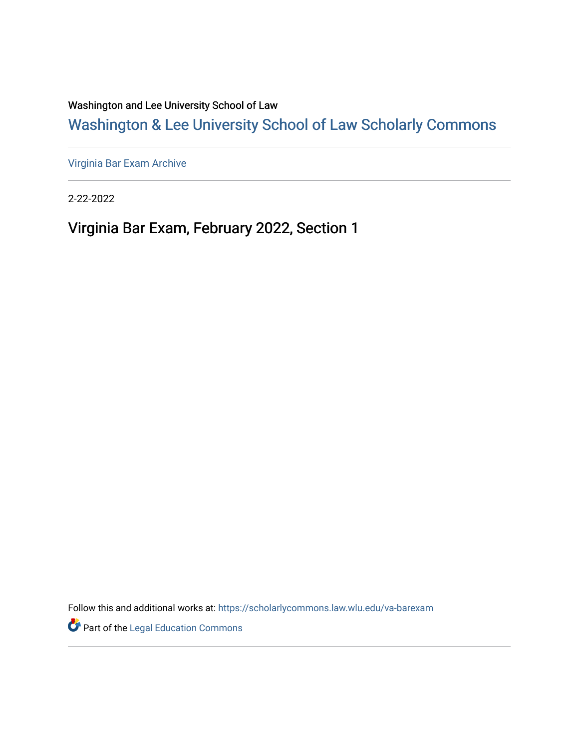Washington and Lee University School of Law

# Washington & Lee University School of Law Scholarly Commons

Virginia Bar Exam Archive

2-22-2022

## Virginia Bar Exam, February 2022, Section 1

Follow this and additional works at: https://scholarlycommons.law.wlu.edu/va-barexam

Part of the Legal Education Commons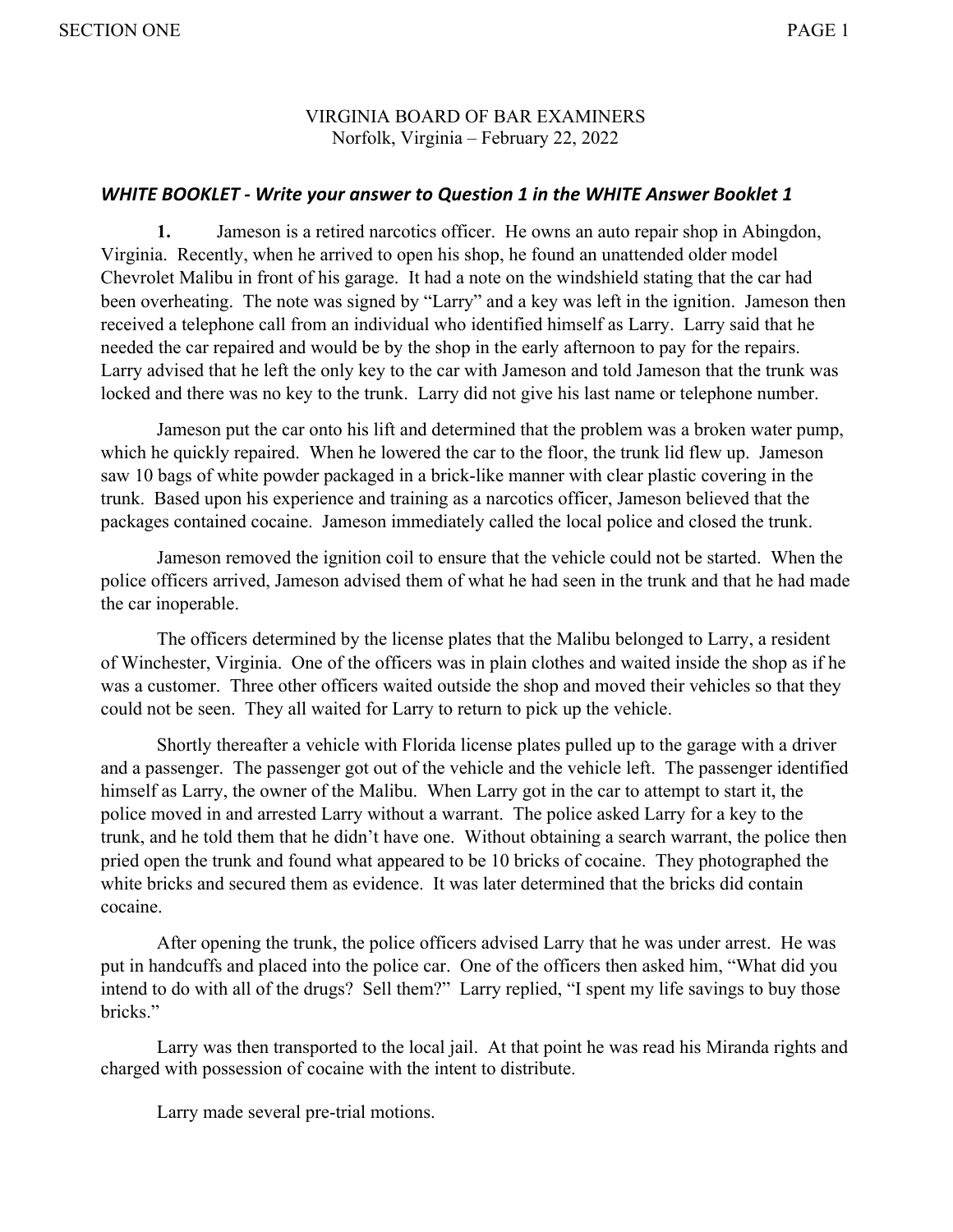VIRGINIA BOARD OF BAR EXAMINERS
Norfolk, Virginia – February 22, 2022

***WHITE BOOKLET - Write your answer to Question 1 in the WHITE Answer Booklet 1***

**1.** Jameson is a retired narcotics officer. He owns an auto repair shop in Abingdon, Virginia. Recently, when he arrived to open his shop, he found an unattended older model Chevrolet Malibu in front of his garage. It had a note on the windshield stating that the car had been overheating. The note was signed by "Larry" and a key was left in the ignition. Jameson then received a telephone call from an individual who identified himself as Larry. Larry said that he needed the car repaired and would be by the shop in the early afternoon to pay for the repairs. Larry advised that he left the only key to the car with Jameson and told Jameson that the trunk was locked and there was no key to the trunk. Larry did not give his last name or telephone number.

Jameson put the car onto his lift and determined that the problem was a broken water pump, which he quickly repaired. When he lowered the car to the floor, the trunk lid flew up. Jameson saw 10 bags of white powder packaged in a brick-like manner with clear plastic covering in the trunk. Based upon his experience and training as a narcotics officer, Jameson believed that the packages contained cocaine. Jameson immediately called the local police and closed the trunk.

Jameson removed the ignition coil to ensure that the vehicle could not be started. When the police officers arrived, Jameson advised them of what he had seen in the trunk and that he had made the car inoperable.

The officers determined by the license plates that the Malibu belonged to Larry, a resident of Winchester, Virginia. One of the officers was in plain clothes and waited inside the shop as if he was a customer. Three other officers waited outside the shop and moved their vehicles so that they could not be seen. They all waited for Larry to return to pick up the vehicle.

Shortly thereafter a vehicle with Florida license plates pulled up to the garage with a driver and a passenger. The passenger got out of the vehicle and the vehicle left. The passenger identified himself as Larry, the owner of the Malibu. When Larry got in the car to attempt to start it, the police moved in and arrested Larry without a warrant. The police asked Larry for a key to the trunk, and he told them that he didn't have one. Without obtaining a search warrant, the police then pried open the trunk and found what appeared to be 10 bricks of cocaine. They photographed the white bricks and secured them as evidence. It was later determined that the bricks did contain cocaine.

After opening the trunk, the police officers advised Larry that he was under arrest. He was put in handcuffs and placed into the police car. One of the officers then asked him, "What did you intend to do with all of the drugs? Sell them?" Larry replied, "I spent my life savings to buy those bricks."

Larry was then transported to the local jail. At that point he was read his Miranda rights and charged with possession of cocaine with the intent to distribute.

Larry made several pre-trial motions.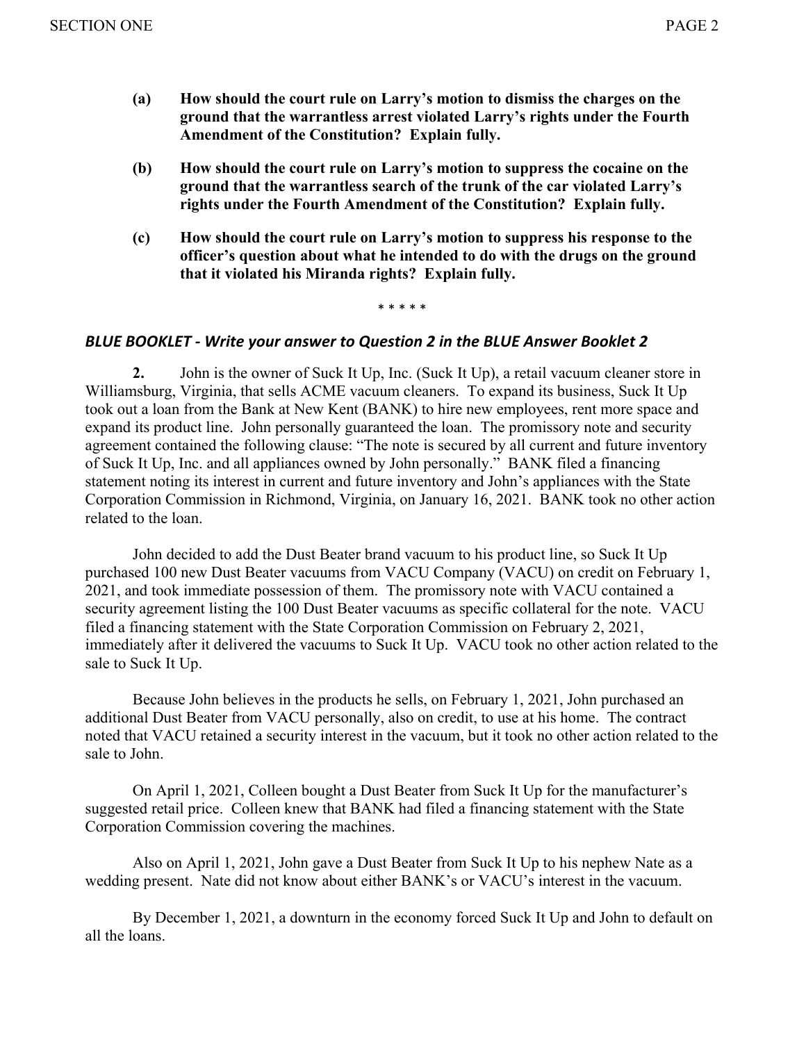**(a) How should the court rule on Larry's motion to dismiss the charges on the ground that the warrantless arrest violated Larry's rights under the Fourth Amendment of the Constitution? Explain fully.**

**(b) How should the court rule on Larry's motion to suppress the cocaine on the ground that the warrantless search of the trunk of the car violated Larry's rights under the Fourth Amendment of the Constitution? Explain fully.**

**(c) How should the court rule on Larry's motion to suppress his response to the officer's question about what he intended to do with the drugs on the ground that it violated his Miranda rights? Explain fully.**

\* \* \* \* \*

### *BLUE BOOKLET - Write your answer to Question 2 in the BLUE Answer Booklet 2*

**2.** John is the owner of Suck It Up, Inc. (Suck It Up), a retail vacuum cleaner store in Williamsburg, Virginia, that sells ACME vacuum cleaners. To expand its business, Suck It Up took out a loan from the Bank at New Kent (BANK) to hire new employees, rent more space and expand its product line. John personally guaranteed the loan. The promissory note and security agreement contained the following clause: "The note is secured by all current and future inventory of Suck It Up, Inc. and all appliances owned by John personally." BANK filed a financing statement noting its interest in current and future inventory and John's appliances with the State Corporation Commission in Richmond, Virginia, on January 16, 2021. BANK took no other action related to the loan.

John decided to add the Dust Beater brand vacuum to his product line, so Suck It Up purchased 100 new Dust Beater vacuums from VACU Company (VACU) on credit on February 1, 2021, and took immediate possession of them. The promissory note with VACU contained a security agreement listing the 100 Dust Beater vacuums as specific collateral for the note. VACU filed a financing statement with the State Corporation Commission on February 2, 2021, immediately after it delivered the vacuums to Suck It Up. VACU took no other action related to the sale to Suck It Up.

Because John believes in the products he sells, on February 1, 2021, John purchased an additional Dust Beater from VACU personally, also on credit, to use at his home. The contract noted that VACU retained a security interest in the vacuum, but it took no other action related to the sale to John.

On April 1, 2021, Colleen bought a Dust Beater from Suck It Up for the manufacturer's suggested retail price. Colleen knew that BANK had filed a financing statement with the State Corporation Commission covering the machines.

Also on April 1, 2021, John gave a Dust Beater from Suck It Up to his nephew Nate as a wedding present. Nate did not know about either BANK's or VACU's interest in the vacuum.

By December 1, 2021, a downturn in the economy forced Suck It Up and John to default on all the loans.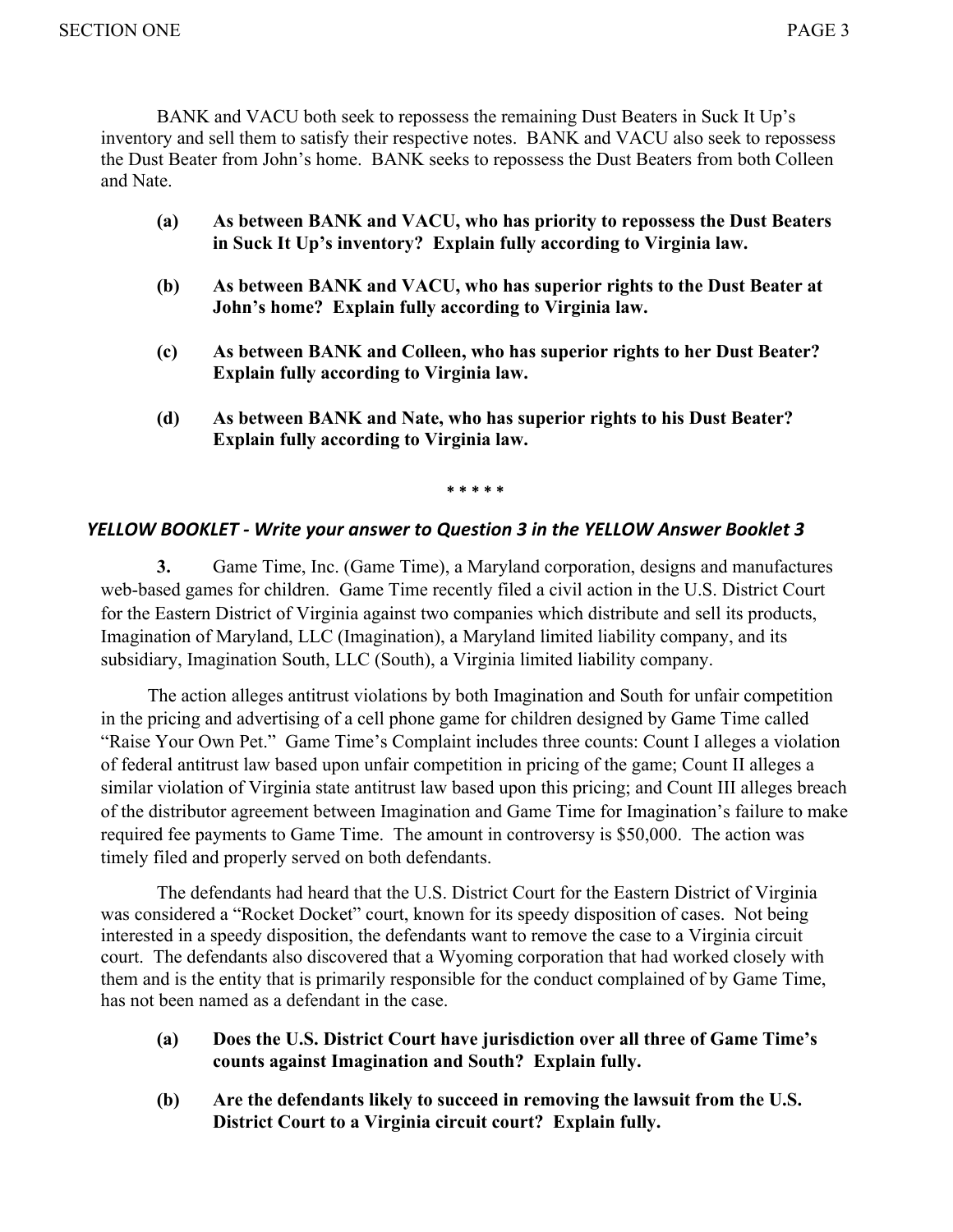BANK and VACU both seek to repossess the remaining Dust Beaters in Suck It Up's inventory and sell them to satisfy their respective notes. BANK and VACU also seek to repossess the Dust Beater from John's home. BANK seeks to repossess the Dust Beaters from both Colleen and Nate.

**(a) As between BANK and VACU, who has priority to repossess the Dust Beaters in Suck It Up's inventory? Explain fully according to Virginia law.**

**(b) As between BANK and VACU, who has superior rights to the Dust Beater at John's home? Explain fully according to Virginia law.**

**(c) As between BANK and Colleen, who has superior rights to her Dust Beater? Explain fully according to Virginia law.**

**(d) As between BANK and Nate, who has superior rights to his Dust Beater? Explain fully according to Virginia law.**

\* \* \* \* \*

***YELLOW BOOKLET - Write your answer to Question 3 in the YELLOW Answer Booklet 3***

**3.** Game Time, Inc. (Game Time), a Maryland corporation, designs and manufactures web-based games for children. Game Time recently filed a civil action in the U.S. District Court for the Eastern District of Virginia against two companies which distribute and sell its products, Imagination of Maryland, LLC (Imagination), a Maryland limited liability company, and its subsidiary, Imagination South, LLC (South), a Virginia limited liability company.

The action alleges antitrust violations by both Imagination and South for unfair competition in the pricing and advertising of a cell phone game for children designed by Game Time called "Raise Your Own Pet." Game Time's Complaint includes three counts: Count I alleges a violation of federal antitrust law based upon unfair competition in pricing of the game; Count II alleges a similar violation of Virginia state antitrust law based upon this pricing; and Count III alleges breach of the distributor agreement between Imagination and Game Time for Imagination's failure to make required fee payments to Game Time. The amount in controversy is $50,000. The action was timely filed and properly served on both defendants.

The defendants had heard that the U.S. District Court for the Eastern District of Virginia was considered a "Rocket Docket" court, known for its speedy disposition of cases. Not being interested in a speedy disposition, the defendants want to remove the case to a Virginia circuit court. The defendants also discovered that a Wyoming corporation that had worked closely with them and is the entity that is primarily responsible for the conduct complained of by Game Time, has not been named as a defendant in the case.

**(a) Does the U.S. District Court have jurisdiction over all three of Game Time's counts against Imagination and South? Explain fully.**

**(b) Are the defendants likely to succeed in removing the lawsuit from the U.S. District Court to a Virginia circuit court? Explain fully.**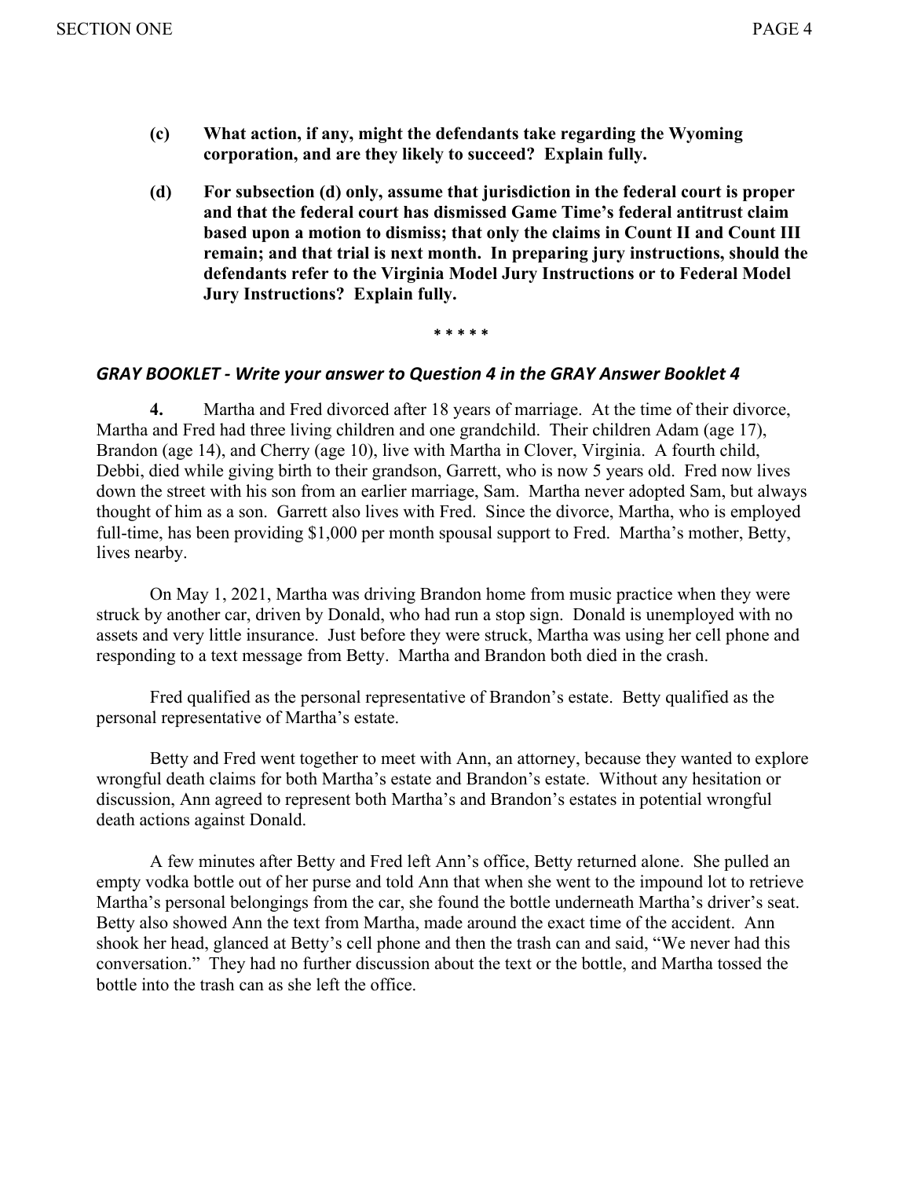**(c) What action, if any, might the defendants take regarding the Wyoming corporation, and are they likely to succeed? Explain fully.**

**(d) For subsection (d) only, assume that jurisdiction in the federal court is proper and that the federal court has dismissed Game Time's federal antitrust claim based upon a motion to dismiss; that only the claims in Count II and Count III remain; and that trial is next month. In preparing jury instructions, should the defendants refer to the Virginia Model Jury Instructions or to Federal Model Jury Instructions? Explain fully.**

\* \* \* \* \*

***GRAY BOOKLET - Write your answer to Question 4 in the GRAY Answer Booklet 4***

**4.** Martha and Fred divorced after 18 years of marriage. At the time of their divorce, Martha and Fred had three living children and one grandchild. Their children Adam (age 17), Brandon (age 14), and Cherry (age 10), live with Martha in Clover, Virginia. A fourth child, Debbi, died while giving birth to their grandson, Garrett, who is now 5 years old. Fred now lives down the street with his son from an earlier marriage, Sam. Martha never adopted Sam, but always thought of him as a son. Garrett also lives with Fred. Since the divorce, Martha, who is employed full-time, has been providing $1,000 per month spousal support to Fred. Martha's mother, Betty, lives nearby.

On May 1, 2021, Martha was driving Brandon home from music practice when they were struck by another car, driven by Donald, who had run a stop sign. Donald is unemployed with no assets and very little insurance. Just before they were struck, Martha was using her cell phone and responding to a text message from Betty. Martha and Brandon both died in the crash.

Fred qualified as the personal representative of Brandon's estate. Betty qualified as the personal representative of Martha's estate.

Betty and Fred went together to meet with Ann, an attorney, because they wanted to explore wrongful death claims for both Martha's estate and Brandon's estate. Without any hesitation or discussion, Ann agreed to represent both Martha's and Brandon's estates in potential wrongful death actions against Donald.

A few minutes after Betty and Fred left Ann's office, Betty returned alone. She pulled an empty vodka bottle out of her purse and told Ann that when she went to the impound lot to retrieve Martha's personal belongings from the car, she found the bottle underneath Martha's driver's seat. Betty also showed Ann the text from Martha, made around the exact time of the accident. Ann shook her head, glanced at Betty's cell phone and then the trash can and said, "We never had this conversation." They had no further discussion about the text or the bottle, and Martha tossed the bottle into the trash can as she left the office.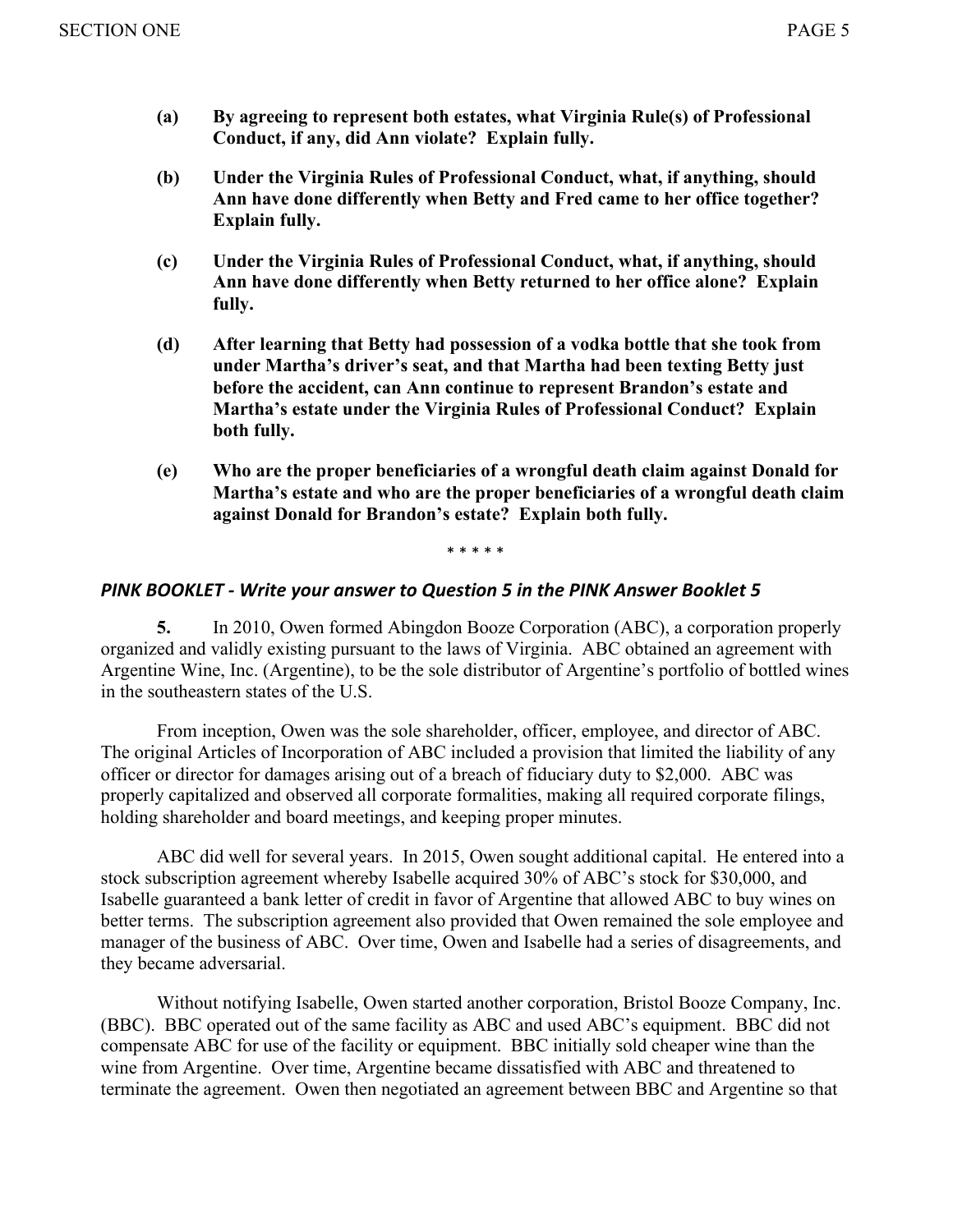**(a) By agreeing to represent both estates, what Virginia Rule(s) of Professional Conduct, if any, did Ann violate? Explain fully.**

**(b) Under the Virginia Rules of Professional Conduct, what, if anything, should Ann have done differently when Betty and Fred came to her office together? Explain fully.**

**(c) Under the Virginia Rules of Professional Conduct, what, if anything, should Ann have done differently when Betty returned to her office alone? Explain fully.**

**(d) After learning that Betty had possession of a vodka bottle that she took from under Martha's driver's seat, and that Martha had been texting Betty just before the accident, can Ann continue to represent Brandon's estate and Martha's estate under the Virginia Rules of Professional Conduct? Explain both fully.**

**(e) Who are the proper beneficiaries of a wrongful death claim against Donald for Martha's estate and who are the proper beneficiaries of a wrongful death claim against Donald for Brandon's estate? Explain both fully.**

\* \* \* \* \*

***PINK BOOKLET - Write your answer to Question 5 in the PINK Answer Booklet 5***

**5.** In 2010, Owen formed Abingdon Booze Corporation (ABC), a corporation properly organized and validly existing pursuant to the laws of Virginia. ABC obtained an agreement with Argentine Wine, Inc. (Argentine), to be the sole distributor of Argentine's portfolio of bottled wines in the southeastern states of the U.S.

From inception, Owen was the sole shareholder, officer, employee, and director of ABC. The original Articles of Incorporation of ABC included a provision that limited the liability of any officer or director for damages arising out of a breach of fiduciary duty to $2,000. ABC was properly capitalized and observed all corporate formalities, making all required corporate filings, holding shareholder and board meetings, and keeping proper minutes.

ABC did well for several years. In 2015, Owen sought additional capital. He entered into a stock subscription agreement whereby Isabelle acquired 30% of ABC's stock for $30,000, and Isabelle guaranteed a bank letter of credit in favor of Argentine that allowed ABC to buy wines on better terms. The subscription agreement also provided that Owen remained the sole employee and manager of the business of ABC. Over time, Owen and Isabelle had a series of disagreements, and they became adversarial.

Without notifying Isabelle, Owen started another corporation, Bristol Booze Company, Inc. (BBC). BBC operated out of the same facility as ABC and used ABC's equipment. BBC did not compensate ABC for use of the facility or equipment. BBC initially sold cheaper wine than the wine from Argentine. Over time, Argentine became dissatisfied with ABC and threatened to terminate the agreement. Owen then negotiated an agreement between BBC and Argentine so that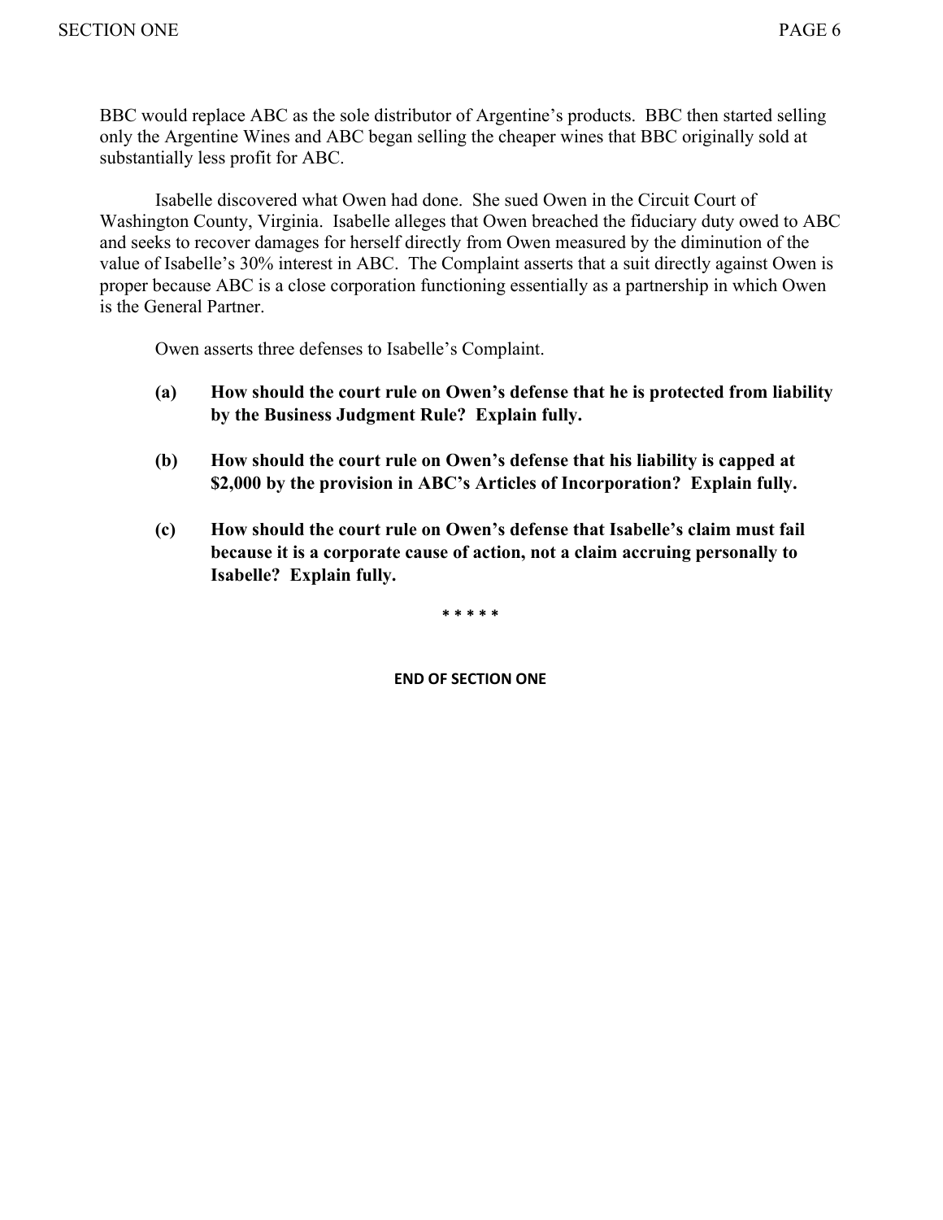BBC would replace ABC as the sole distributor of Argentine's products. BBC then started selling only the Argentine Wines and ABC began selling the cheaper wines that BBC originally sold at substantially less profit for ABC.

Isabelle discovered what Owen had done. She sued Owen in the Circuit Court of Washington County, Virginia. Isabelle alleges that Owen breached the fiduciary duty owed to ABC and seeks to recover damages for herself directly from Owen measured by the diminution of the value of Isabelle's 30% interest in ABC. The Complaint asserts that a suit directly against Owen is proper because ABC is a close corporation functioning essentially as a partnership in which Owen is the General Partner.

Owen asserts three defenses to Isabelle's Complaint.

**(a) How should the court rule on Owen's defense that he is protected from liability by the Business Judgment Rule? Explain fully.**

**(b) How should the court rule on Owen's defense that his liability is capped at $2,000 by the provision in ABC's Articles of Incorporation? Explain fully.**

**(c) How should the court rule on Owen's defense that Isabelle's claim must fail because it is a corporate cause of action, not a claim accruing personally to Isabelle? Explain fully.**

**\* \* \* \* \***

**END OF SECTION ONE**